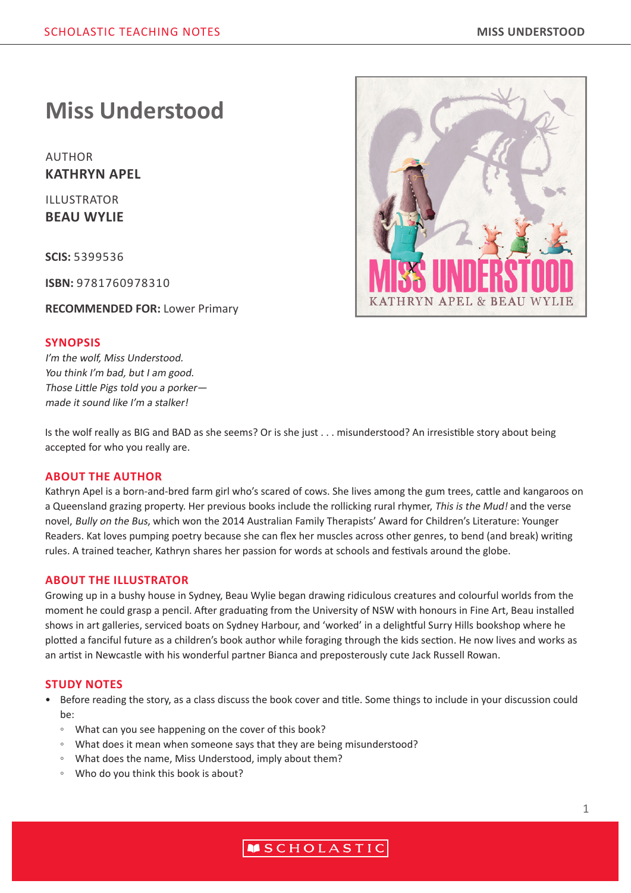# Miss Understood

AUTHOR
**KATHRYN APEL**

ILLUSTRATOR
**BEAU WYLIE**

**SCIS:** 5399536

**ISBN:** 9781760978310

**RECOMMENDED FOR:** Lower Primary

## SYNOPSIS

*I'm the wolf, Miss Understood.*
*You think I'm bad, but I am good.*
*Those Little Pigs told you a porker—*
*made it sound like I'm a stalker!*

Is the wolf really as BIG and BAD as she seems? Or is she just . . . misunderstood? An irresistible story about being accepted for who you really are.

## ABOUT THE AUTHOR

Kathryn Apel is a born-and-bred farm girl who's scared of cows. She lives among the gum trees, cattle and kangaroos on a Queensland grazing property. Her previous books include the rollicking rural rhymer, *This is the Mud!* and the verse novel, *Bully on the Bus*, which won the 2014 Australian Family Therapists' Award for Children's Literature: Younger Readers. Kat loves pumping poetry because she can flex her muscles across other genres, to bend (and break) writing rules. A trained teacher, Kathryn shares her passion for words at schools and festivals around the globe.

## ABOUT THE ILLUSTRATOR

Growing up in a bushy house in Sydney, Beau Wylie began drawing ridiculous creatures and colourful worlds from the moment he could grasp a pencil. After graduating from the University of NSW with honours in Fine Art, Beau installed shows in art galleries, serviced boats on Sydney Harbour, and 'worked' in a delightful Surry Hills bookshop where he plotted a fanciful future as a children's book author while foraging through the kids section. He now lives and works as an artist in Newcastle with his wonderful partner Bianca and preposterously cute Jack Russell Rowan.

## STUDY NOTES

- Before reading the story, as a class discuss the book cover and title. Some things to include in your discussion could be:
  - What can you see happening on the cover of this book?
  - What does it mean when someone says that they are being misunderstood?
  - What does the name, Miss Understood, imply about them?
  - Who do you think this book is about?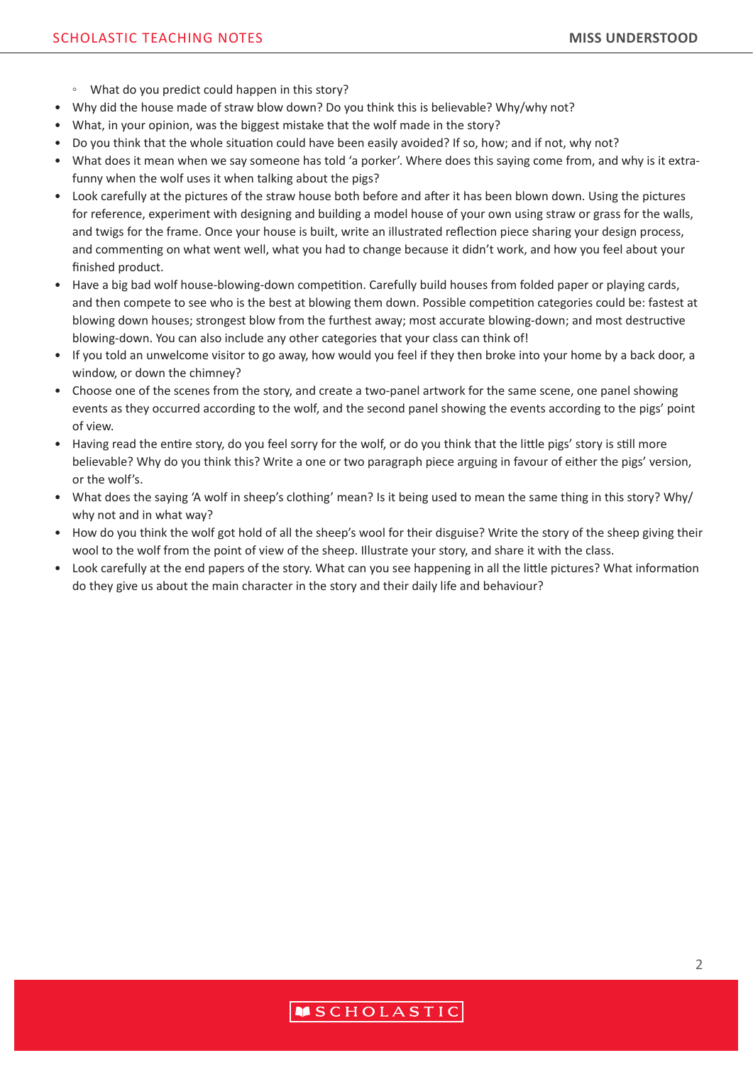- What do you predict could happen in this story?
- Why did the house made of straw blow down? Do you think this is believable? Why/why not?
- What, in your opinion, was the biggest mistake that the wolf made in the story?
- Do you think that the whole situation could have been easily avoided? If so, how; and if not, why not?
- What does it mean when we say someone has told 'a porker'. Where does this saying come from, and why is it extra-funny when the wolf uses it when talking about the pigs?
- Look carefully at the pictures of the straw house both before and after it has been blown down. Using the pictures for reference, experiment with designing and building a model house of your own using straw or grass for the walls, and twigs for the frame. Once your house is built, write an illustrated reflection piece sharing your design process, and commenting on what went well, what you had to change because it didn't work, and how you feel about your finished product.
- Have a big bad wolf house-blowing-down competition. Carefully build houses from folded paper or playing cards, and then compete to see who is the best at blowing them down. Possible competition categories could be: fastest at blowing down houses; strongest blow from the furthest away; most accurate blowing-down; and most destructive blowing-down. You can also include any other categories that your class can think of!
- If you told an unwelcome visitor to go away, how would you feel if they then broke into your home by a back door, a window, or down the chimney?
- Choose one of the scenes from the story, and create a two-panel artwork for the same scene, one panel showing events as they occurred according to the wolf, and the second panel showing the events according to the pigs' point of view.
- Having read the entire story, do you feel sorry for the wolf, or do you think that the little pigs' story is still more believable? Why do you think this? Write a one or two paragraph piece arguing in favour of either the pigs' version, or the wolf's.
- What does the saying 'A wolf in sheep's clothing' mean? Is it being used to mean the same thing in this story? Why/why not and in what way?
- How do you think the wolf got hold of all the sheep's wool for their disguise? Write the story of the sheep giving their wool to the wolf from the point of view of the sheep. Illustrate your story, and share it with the class.
- Look carefully at the end papers of the story. What can you see happening in all the little pictures? What information do they give us about the main character in the story and their daily life and behaviour?